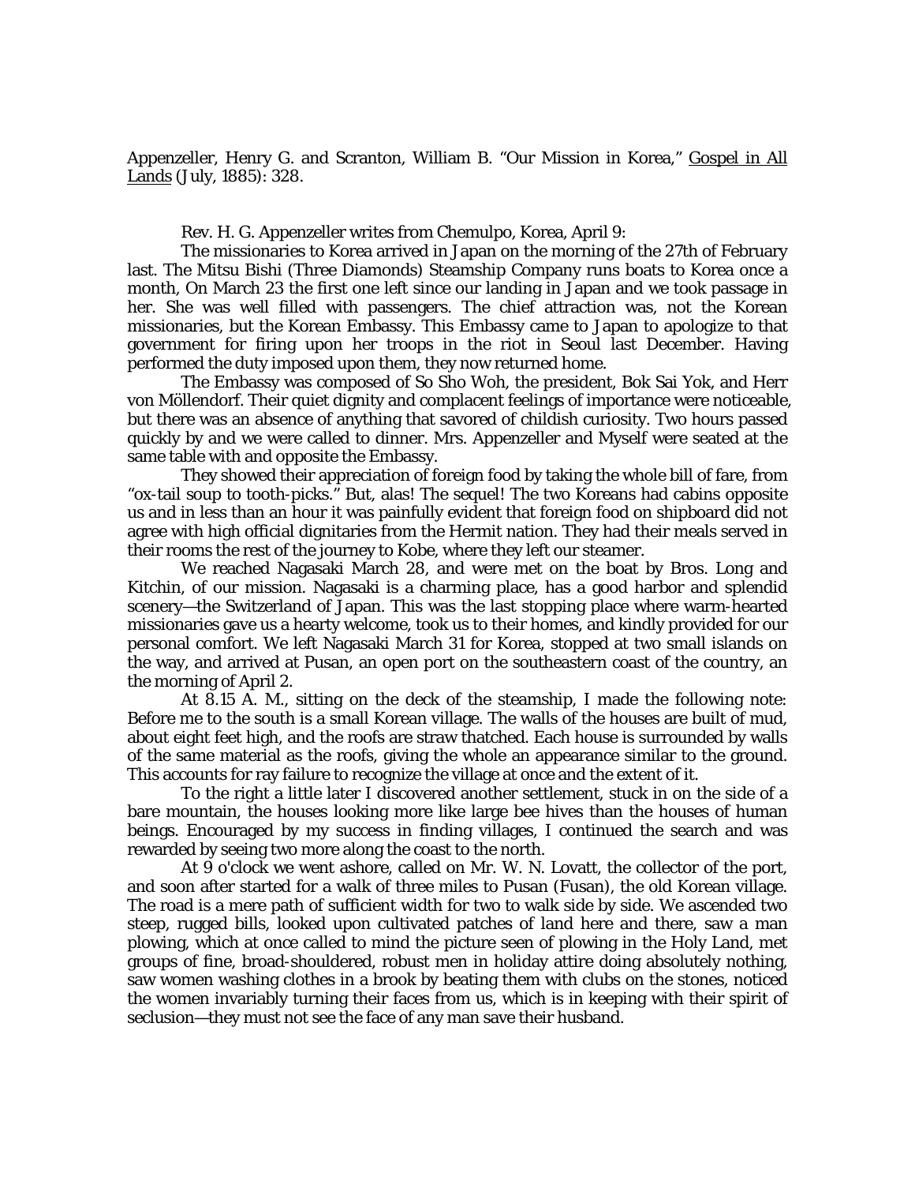Appenzeller, Henry G. and Scranton, William B. "Our Mission in Korea," Gospel in All Lands (July, 1885): 328.

Rev. H. G. Appenzeller writes from Chemulpo, Korea, April 9:

The missionaries to Korea arrived in Japan on the morning of the 27th of February last. The Mitsu Bishi (Three Diamonds) Steamship Company runs boats to Korea once a month, On March 23 the first one left since our landing in Japan and we took passage in her. She was well filled with passengers. The chief attraction was, not the Korean missionaries, but the Korean Embassy. This Embassy came to Japan to apologize to that government for firing upon her troops in the riot in Seoul last December. Having performed the duty imposed upon them, they now returned home.

The Embassy was composed of So Sho Woh, the president, Bok Sai Yok, and Herr von Möllendorf. Their quiet dignity and complacent feelings of importance were noticeable, but there was an absence of anything that savored of childish curiosity. Two hours passed quickly by and we were called to dinner. Mrs. Appenzeller and Myself were seated at the same table with and opposite the Embassy.

They showed their appreciation of foreign food by taking the whole bill of fare, from "ox-tail soup to tooth-picks." But, alas! The sequel! The two Koreans had cabins opposite us and in less than an hour it was painfully evident that foreign food on shipboard did not agree with high official dignitaries from the Hermit nation. They had their meals served in their rooms the rest of the journey to Kobe, where they left our steamer.

We reached Nagasaki March 28, and were met on the boat by Bros. Long and Kitchin, of our mission. Nagasaki is a charming place, has a good harbor and splendid scenery—the Switzerland of Japan. This was the last stopping place where warm-hearted missionaries gave us a hearty welcome, took us to their homes, and kindly provided for our personal comfort. We left Nagasaki March 31 for Korea, stopped at two small islands on the way, and arrived at Pusan, an open port on the southeastern coast of the country, an the morning of April 2.

At 8.15 A. M., sitting on the deck of the steamship, I made the following note: Before me to the south is a small Korean village. The walls of the houses are built of mud, about eight feet high, and the roofs are straw thatched. Each house is surrounded by walls of the same material as the roofs, giving the whole an appearance similar to the ground. This accounts for ray failure to recognize the village at once and the extent of it.

To the right a little later I discovered another settlement, stuck in on the side of a bare mountain, the houses looking more like large bee hives than the houses of human beings. Encouraged by my success in finding villages, I continued the search and was rewarded by seeing two more along the coast to the north.

At 9 o'clock we went ashore, called on Mr. W. N. Lovatt, the collector of the port, and soon after started for a walk of three miles to Pusan (Fusan), the old Korean village. The road is a mere path of sufficient width for two to walk side by side. We ascended two steep, rugged bills, looked upon cultivated patches of land here and there, saw a man plowing, which at once called to mind the picture seen of plowing in the Holy Land, met groups of fine, broad-shouldered, robust men in holiday attire doing absolutely nothing, saw women washing clothes in a brook by beating them with clubs on the stones, noticed the women invariably turning their faces from us, which is in keeping with their spirit of seclusion—they must not see the face of any man save their husband.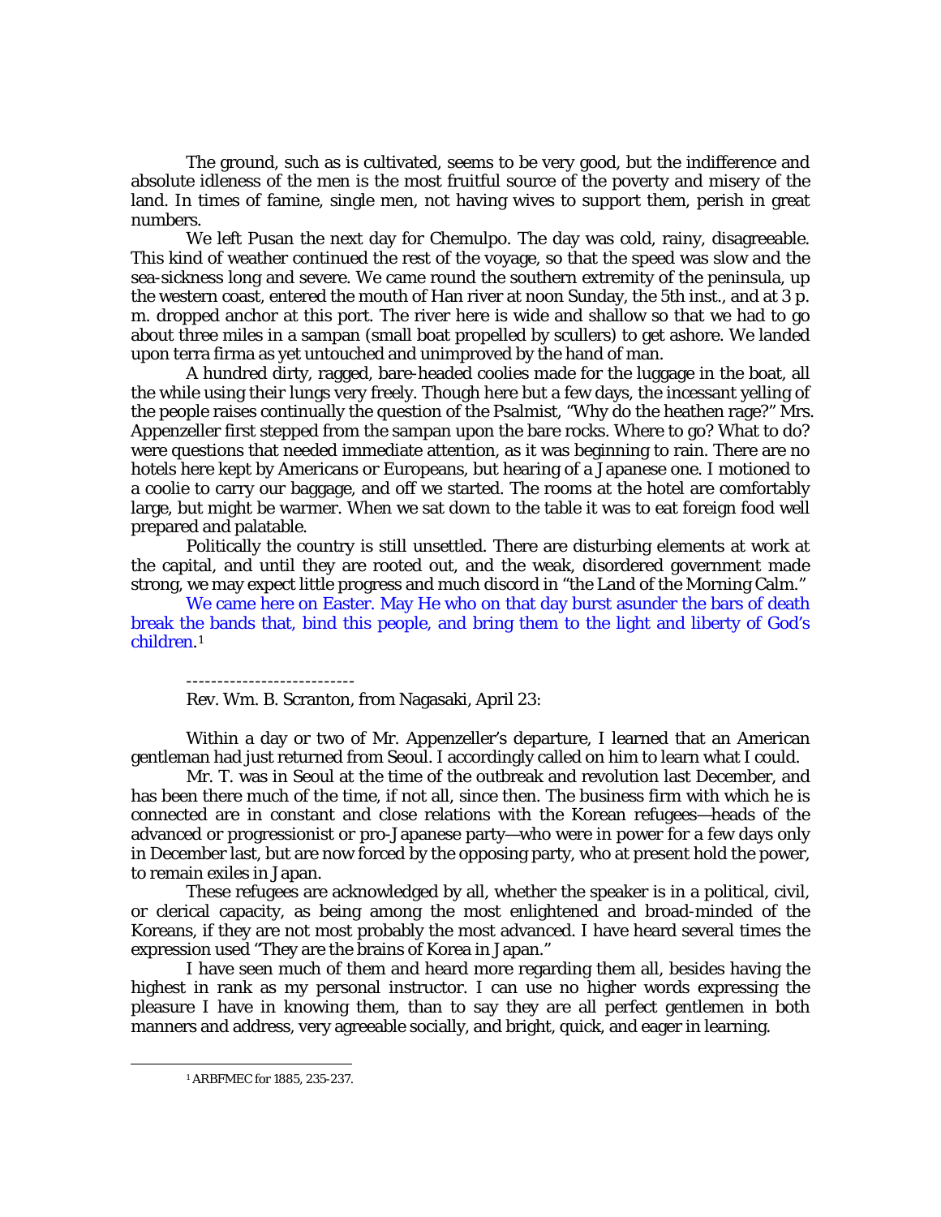The ground, such as is cultivated, seems to be very good, but the indifference and absolute idleness of the men is the most fruitful source of the poverty and misery of the land. In times of famine, single men, not having wives to support them, perish in great numbers.

We left Pusan the next day for Chemulpo. The day was cold, rainy, disagreeable. This kind of weather continued the rest of the voyage, so that the speed was slow and the sea-sickness long and severe. We came round the southern extremity of the peninsula, up the western coast, entered the mouth of Han river at noon Sunday, the 5th inst., and at 3 p. m. dropped anchor at this port. The river here is wide and shallow so that we had to go about three miles in a sampan (small boat propelled by scullers) to get ashore. We landed upon terra firma as yet untouched and unimproved by the hand of man.

A hundred dirty, ragged, bare-headed coolies made for the luggage in the boat, all the while using their lungs very freely. Though here but a few days, the incessant yelling of the people raises continually the question of the Psalmist, "Why do the heathen rage?" Mrs. Appenzeller first stepped from the sampan upon the bare rocks. Where to go? What to do? were questions that needed immediate attention, as it was beginning to rain. There are no hotels here kept by Americans or Europeans, but hearing of a Japanese one. I motioned to a coolie to carry our baggage, and off we started. The rooms at the hotel are comfortably large, but might be warmer. When we sat down to the table it was to eat foreign food well prepared and palatable.

Politically the country is still unsettled. There are disturbing elements at work at the capital, and until they are rooted out, and the weak, disordered government made strong, we may expect little progress and much discord in "the Land of the Morning Calm."

We came here on Easter. May He who on that day burst asunder the bars of death break the bands that, bind this people, and bring them to the light and liberty of God's children.[1]

---------------------------

Rev. Wm. B. Scranton, from Nagasaki, April 23:

Within a day or two of Mr. Appenzeller's departure, I learned that an American gentleman had just returned from Seoul. I accordingly called on him to learn what I could.

Mr. T. was in Seoul at the time of the outbreak and revolution last December, and has been there much of the time, if not all, since then. The business firm with which he is connected are in constant and close relations with the Korean refugees—heads of the advanced or progressionist or pro-Japanese party—who were in power for a few days only in December last, but are now forced by the opposing party, who at present hold the power, to remain exiles in Japan.

These refugees are acknowledged by all, whether the speaker is in a political, civil, or clerical capacity, as being among the most enlightened and broad-minded of the Koreans, if they are not most probably the most advanced. I have heard several times the expression used "They are the brains of Korea in Japan."

I have seen much of them and heard more regarding them all, besides having the highest in rank as my personal instructor. I can use no higher words expressing the pleasure I have in knowing them, than to say they are all perfect gentlemen in both manners and address, very agreeable socially, and bright, quick, and eager in learning.

[1] ARBFMEC for 1885, 235-237.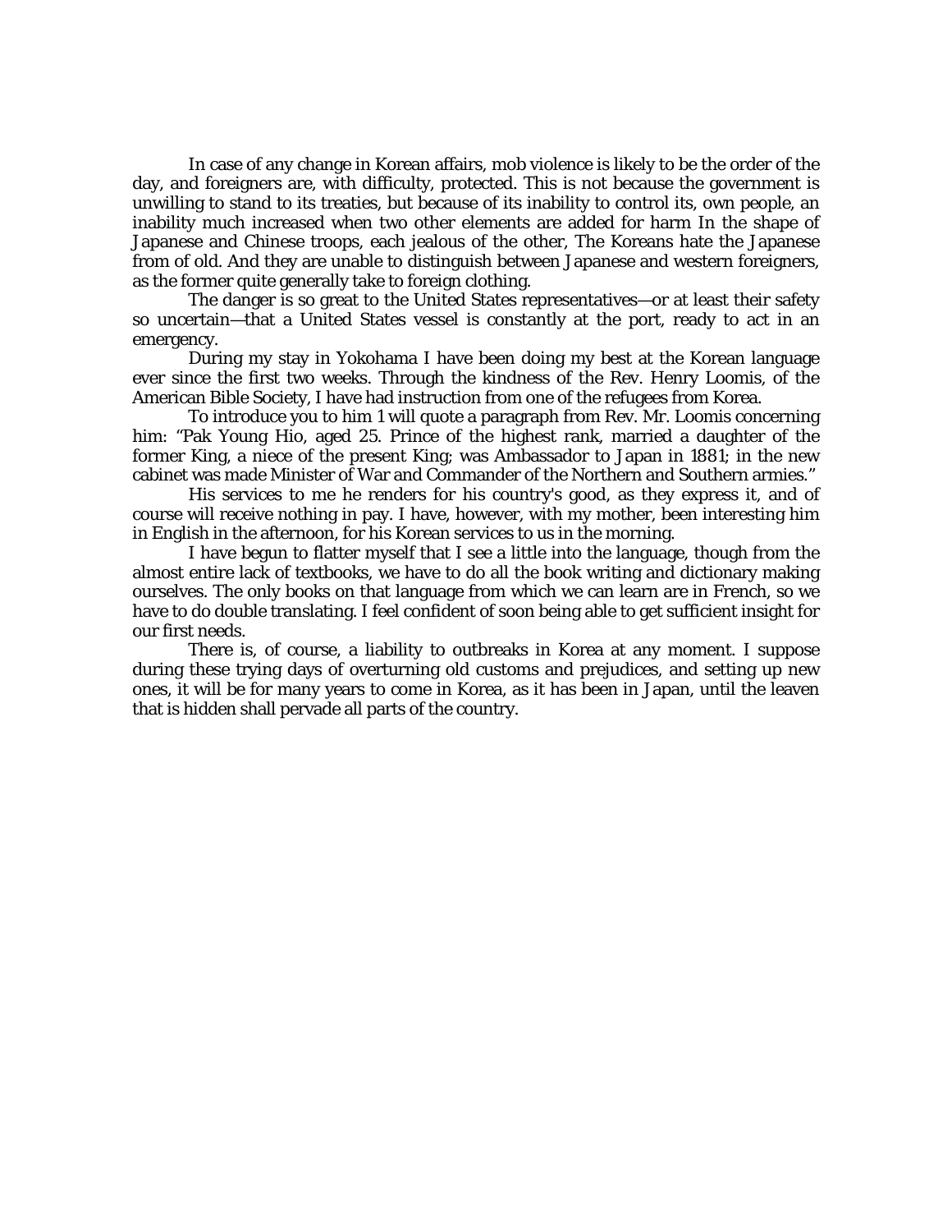In case of any change in Korean affairs, mob violence is likely to be the order of the day, and foreigners are, with difficulty, protected. This is not because the government is unwilling to stand to its treaties, but because of its inability to control its, own people, an inability much increased when two other elements are added for harm In the shape of Japanese and Chinese troops, each jealous of the other, The Koreans hate the Japanese from of old. And they are unable to distinguish between Japanese and western foreigners, as the former quite generally take to foreign clothing.

The danger is so great to the United States representatives—or at least their safety so uncertain—that a United States vessel is constantly at the port, ready to act in an emergency.

During my stay in Yokohama I have been doing my best at the Korean language ever since the first two weeks. Through the kindness of the Rev. Henry Loomis, of the American Bible Society, I have had instruction from one of the refugees from Korea.

To introduce you to him 1 will quote a paragraph from Rev. Mr. Loomis concerning him: "Pak Young Hio, aged 25. Prince of the highest rank, married a daughter of the former King, a niece of the present King; was Ambassador to Japan in 1881; in the new cabinet was made Minister of War and Commander of the Northern and Southern armies."

His services to me he renders for his country's good, as they express it, and of course will receive nothing in pay. I have, however, with my mother, been interesting him in English in the afternoon, for his Korean services to us in the morning.

I have begun to flatter myself that I see a little into the language, though from the almost entire lack of textbooks, we have to do all the book writing and dictionary making ourselves. The only books on that language from which we can learn are in French, so we have to do double translating. I feel confident of soon being able to get sufficient insight for our first needs.

There is, of course, a liability to outbreaks in Korea at any moment. I suppose during these trying days of overturning old customs and prejudices, and setting up new ones, it will be for many years to come in Korea, as it has been in Japan, until the leaven that is hidden shall pervade all parts of the country.